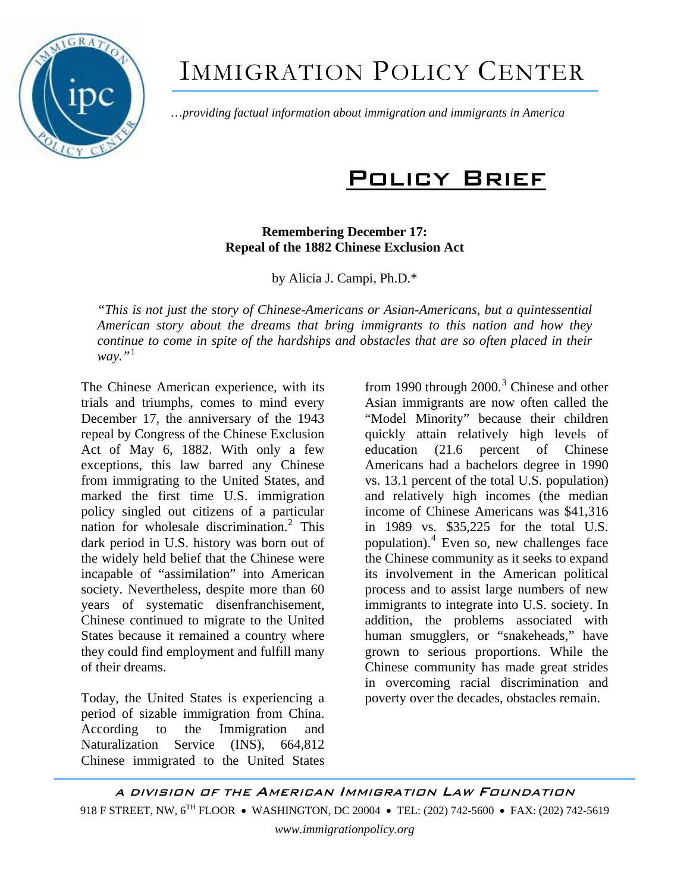# IMMIGRATION POLICY CENTER

*…providing factual information about immigration and immigrants in America*

## POLICY BRIEF

**Remembering December 17:**
**Repeal of the 1882 Chinese Exclusion Act**

by Alicia J. Campi, Ph.D.*

*"This is not just the story of Chinese-Americans or Asian-Americans, but a quintessential American story about the dreams that bring immigrants to this nation and how they continue to come in spite of the hardships and obstacles that are so often placed in their way."*[1]

The Chinese American experience, with its trials and triumphs, comes to mind every December 17, the anniversary of the 1943 repeal by Congress of the Chinese Exclusion Act of May 6, 1882. With only a few exceptions, this law barred any Chinese from immigrating to the United States, and marked the first time U.S. immigration policy singled out citizens of a particular nation for wholesale discrimination.[2] This dark period in U.S. history was born out of the widely held belief that the Chinese were incapable of "assimilation" into American society. Nevertheless, despite more than 60 years of systematic disenfranchisement, Chinese continued to migrate to the United States because it remained a country where they could find employment and fulfill many of their dreams.

Today, the United States is experiencing a period of sizable immigration from China. According to the Immigration and Naturalization Service (INS), 664,812 Chinese immigrated to the United States from 1990 through 2000.[3] Chinese and other Asian immigrants are now often called the "Model Minority" because their children quickly attain relatively high levels of education (21.6 percent of Chinese Americans had a bachelors degree in 1990 vs. 13.1 percent of the total U.S. population) and relatively high incomes (the median income of Chinese Americans was $41,316 in 1989 vs. $35,225 for the total U.S. population).[4] Even so, new challenges face the Chinese community as it seeks to expand its involvement in the American political process and to assist large numbers of new immigrants to integrate into U.S. society. In addition, the problems associated with human smugglers, or "snakeheads," have grown to serious proportions. While the Chinese community has made great strides in overcoming racial discrimination and poverty over the decades, obstacles remain.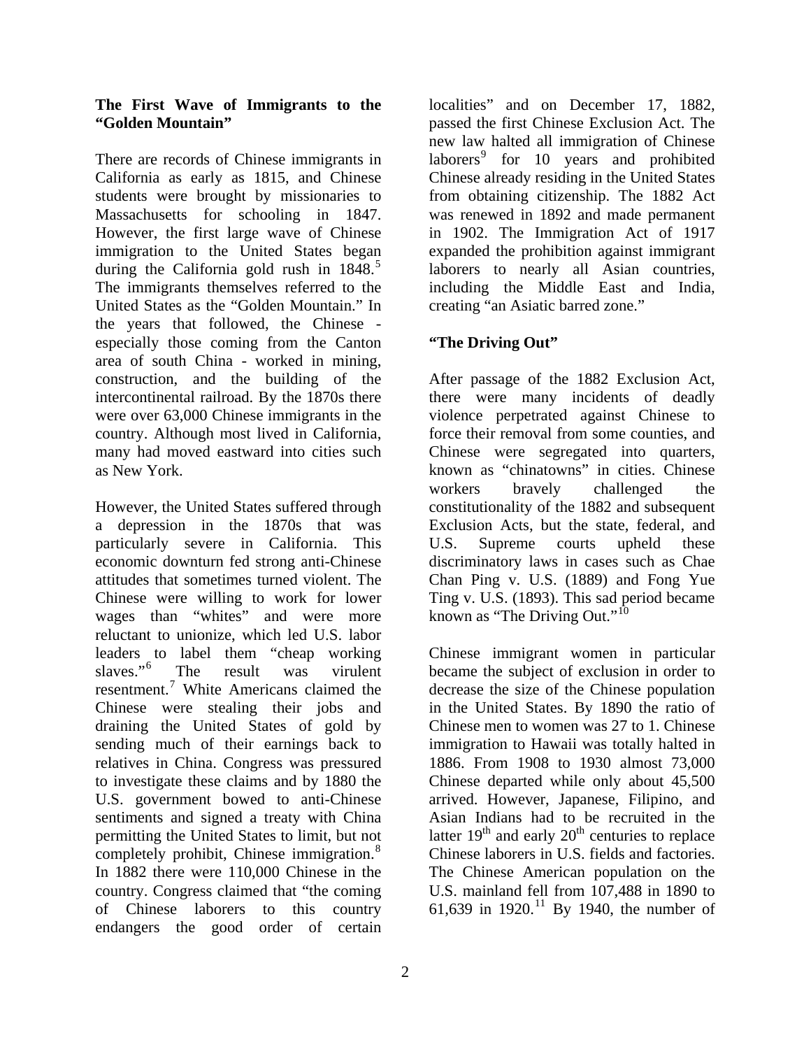## The First Wave of Immigrants to the "Golden Mountain"

There are records of Chinese immigrants in California as early as 1815, and Chinese students were brought by missionaries to Massachusetts for schooling in 1847. However, the first large wave of Chinese immigration to the United States began during the California gold rush in 1848.[5] The immigrants themselves referred to the United States as the "Golden Mountain." In the years that followed, the Chinese - especially those coming from the Canton area of south China - worked in mining, construction, and the building of the intercontinental railroad. By the 1870s there were over 63,000 Chinese immigrants in the country. Although most lived in California, many had moved eastward into cities such as New York.

However, the United States suffered through a depression in the 1870s that was particularly severe in California. This economic downturn fed strong anti-Chinese attitudes that sometimes turned violent. The Chinese were willing to work for lower wages than "whites" and were more reluctant to unionize, which led U.S. labor leaders to label them "cheap working slaves."[6] The result was virulent resentment.[7] White Americans claimed the Chinese were stealing their jobs and draining the United States of gold by sending much of their earnings back to relatives in China. Congress was pressured to investigate these claims and by 1880 the U.S. government bowed to anti-Chinese sentiments and signed a treaty with China permitting the United States to limit, but not completely prohibit, Chinese immigration.[8] In 1882 there were 110,000 Chinese in the country. Congress claimed that "the coming of Chinese laborers to this country endangers the good order of certain localities" and on December 17, 1882, passed the first Chinese Exclusion Act. The new law halted all immigration of Chinese laborers[9] for 10 years and prohibited Chinese already residing in the United States from obtaining citizenship. The 1882 Act was renewed in 1892 and made permanent in 1902. The Immigration Act of 1917 expanded the prohibition against immigrant laborers to nearly all Asian countries, including the Middle East and India, creating "an Asiatic barred zone."

## "The Driving Out"

After passage of the 1882 Exclusion Act, there were many incidents of deadly violence perpetrated against Chinese to force their removal from some counties, and Chinese were segregated into quarters, known as "chinatowns" in cities. Chinese workers bravely challenged the constitutionality of the 1882 and subsequent Exclusion Acts, but the state, federal, and U.S. Supreme courts upheld these discriminatory laws in cases such as Chae Chan Ping v. U.S. (1889) and Fong Yue Ting v. U.S. (1893). This sad period became known as "The Driving Out."[10]

Chinese immigrant women in particular became the subject of exclusion in order to decrease the size of the Chinese population in the United States. By 1890 the ratio of Chinese men to women was 27 to 1. Chinese immigration to Hawaii was totally halted in 1886. From 1908 to 1930 almost 73,000 Chinese departed while only about 45,500 arrived. However, Japanese, Filipino, and Asian Indians had to be recruited in the latter 19th and early 20th centuries to replace Chinese laborers in U.S. fields and factories. The Chinese American population on the U.S. mainland fell from 107,488 in 1890 to 61,639 in 1920.[11] By 1940, the number of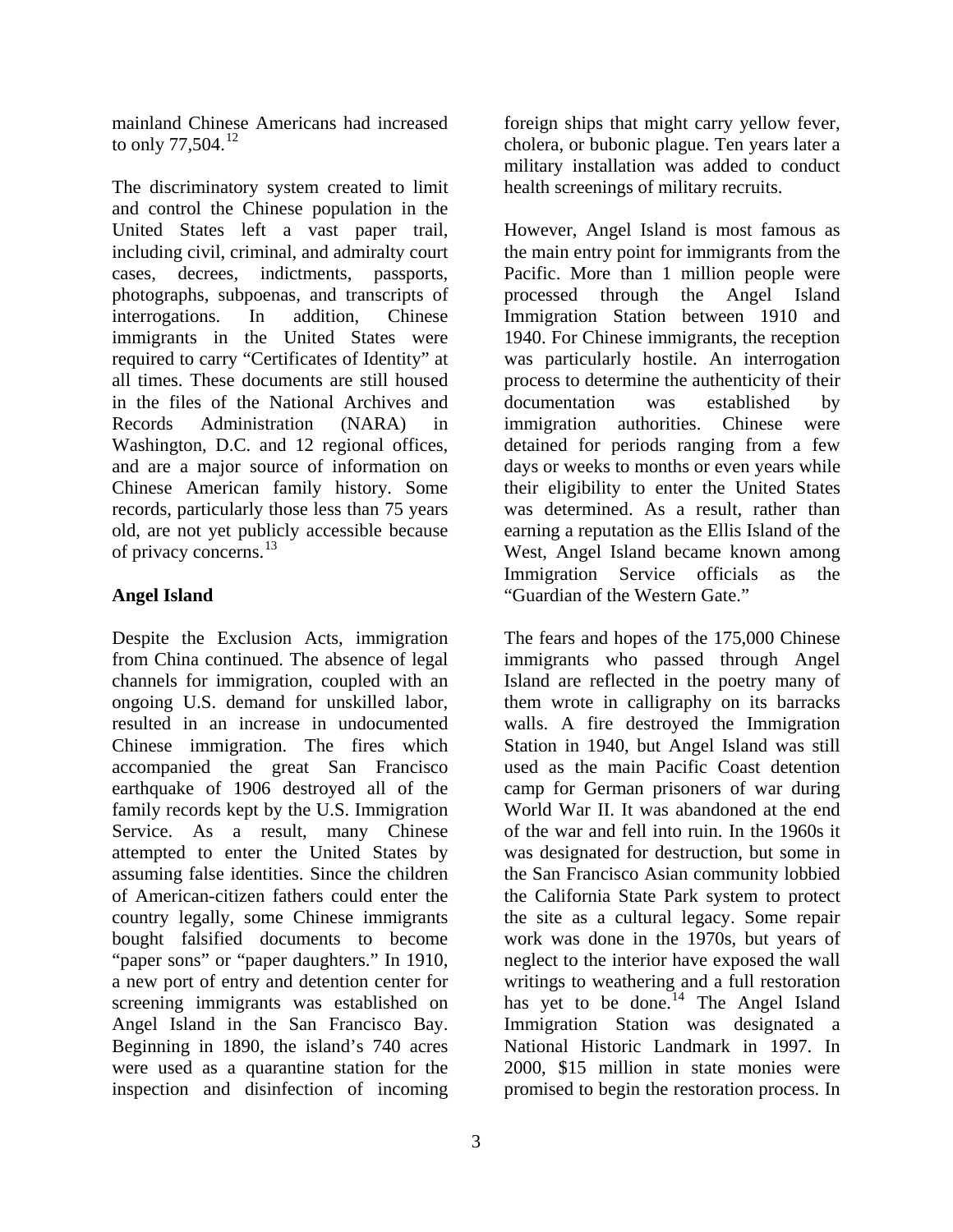mainland Chinese Americans had increased to only 77,504.[12]

The discriminatory system created to limit and control the Chinese population in the United States left a vast paper trail, including civil, criminal, and admiralty court cases, decrees, indictments, passports, photographs, subpoenas, and transcripts of interrogations. In addition, Chinese immigrants in the United States were required to carry "Certificates of Identity" at all times. These documents are still housed in the files of the National Archives and Records Administration (NARA) in Washington, D.C. and 12 regional offices, and are a major source of information on Chinese American family history. Some records, particularly those less than 75 years old, are not yet publicly accessible because of privacy concerns.[13]

## Angel Island

Despite the Exclusion Acts, immigration from China continued. The absence of legal channels for immigration, coupled with an ongoing U.S. demand for unskilled labor, resulted in an increase in undocumented Chinese immigration. The fires which accompanied the great San Francisco earthquake of 1906 destroyed all of the family records kept by the U.S. Immigration Service. As a result, many Chinese attempted to enter the United States by assuming false identities. Since the children of American-citizen fathers could enter the country legally, some Chinese immigrants bought falsified documents to become "paper sons" or "paper daughters." In 1910, a new port of entry and detention center for screening immigrants was established on Angel Island in the San Francisco Bay. Beginning in 1890, the island's 740 acres were used as a quarantine station for the inspection and disinfection of incoming foreign ships that might carry yellow fever, cholera, or bubonic plague. Ten years later a military installation was added to conduct health screenings of military recruits.

However, Angel Island is most famous as the main entry point for immigrants from the Pacific. More than 1 million people were processed through the Angel Island Immigration Station between 1910 and 1940. For Chinese immigrants, the reception was particularly hostile. An interrogation process to determine the authenticity of their documentation was established by immigration authorities. Chinese were detained for periods ranging from a few days or weeks to months or even years while their eligibility to enter the United States was determined. As a result, rather than earning a reputation as the Ellis Island of the West, Angel Island became known among Immigration Service officials as the "Guardian of the Western Gate."

The fears and hopes of the 175,000 Chinese immigrants who passed through Angel Island are reflected in the poetry many of them wrote in calligraphy on its barracks walls. A fire destroyed the Immigration Station in 1940, but Angel Island was still used as the main Pacific Coast detention camp for German prisoners of war during World War II. It was abandoned at the end of the war and fell into ruin. In the 1960s it was designated for destruction, but some in the San Francisco Asian community lobbied the California State Park system to protect the site as a cultural legacy. Some repair work was done in the 1970s, but years of neglect to the interior have exposed the wall writings to weathering and a full restoration has yet to be done.[14] The Angel Island Immigration Station was designated a National Historic Landmark in 1997. In 2000, $15 million in state monies were promised to begin the restoration process. In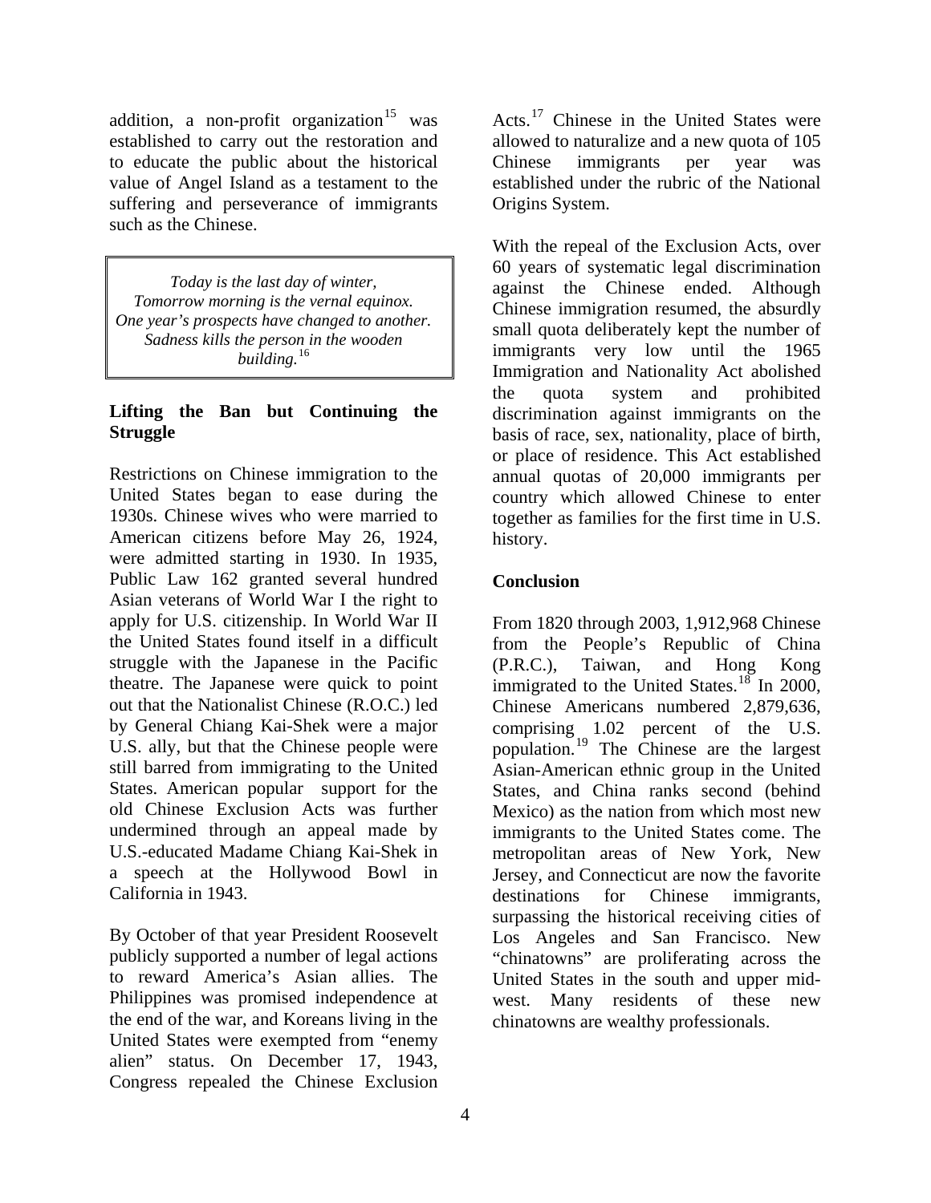addition, a non-profit organization[15] was established to carry out the restoration and to educate the public about the historical value of Angel Island as a testament to the suffering and perseverance of immigrants such as the Chinese.

> *Today is the last day of winter,*
> *Tomorrow morning is the vernal equinox.*
> *One year's prospects have changed to another.*
> *Sadness kills the person in the wooden building.*[16]

**Lifting the Ban but Continuing the Struggle**

Restrictions on Chinese immigration to the United States began to ease during the 1930s. Chinese wives who were married to American citizens before May 26, 1924, were admitted starting in 1930. In 1935, Public Law 162 granted several hundred Asian veterans of World War I the right to apply for U.S. citizenship. In World War II the United States found itself in a difficult struggle with the Japanese in the Pacific theatre. The Japanese were quick to point out that the Nationalist Chinese (R.O.C.) led by General Chiang Kai-Shek were a major U.S. ally, but that the Chinese people were still barred from immigrating to the United States. American popular support for the old Chinese Exclusion Acts was further undermined through an appeal made by U.S.-educated Madame Chiang Kai-Shek in a speech at the Hollywood Bowl in California in 1943.

By October of that year President Roosevelt publicly supported a number of legal actions to reward America's Asian allies. The Philippines was promised independence at the end of the war, and Koreans living in the United States were exempted from "enemy alien" status. On December 17, 1943, Congress repealed the Chinese Exclusion Acts.[17] Chinese in the United States were allowed to naturalize and a new quota of 105 Chinese immigrants per year was established under the rubric of the National Origins System.

With the repeal of the Exclusion Acts, over 60 years of systematic legal discrimination against the Chinese ended. Although Chinese immigration resumed, the absurdly small quota deliberately kept the number of immigrants very low until the 1965 Immigration and Nationality Act abolished the quota system and prohibited discrimination against immigrants on the basis of race, sex, nationality, place of birth, or place of residence. This Act established annual quotas of 20,000 immigrants per country which allowed Chinese to enter together as families for the first time in U.S. history.

**Conclusion**

From 1820 through 2003, 1,912,968 Chinese from the People's Republic of China (P.R.C.), Taiwan, and Hong Kong immigrated to the United States.[18] In 2000, Chinese Americans numbered 2,879,636, comprising 1.02 percent of the U.S. population.[19] The Chinese are the largest Asian-American ethnic group in the United States, and China ranks second (behind Mexico) as the nation from which most new immigrants to the United States come. The metropolitan areas of New York, New Jersey, and Connecticut are now the favorite destinations for Chinese immigrants, surpassing the historical receiving cities of Los Angeles and San Francisco. New "chinatowns" are proliferating across the United States in the south and upper mid-west. Many residents of these new chinatowns are wealthy professionals.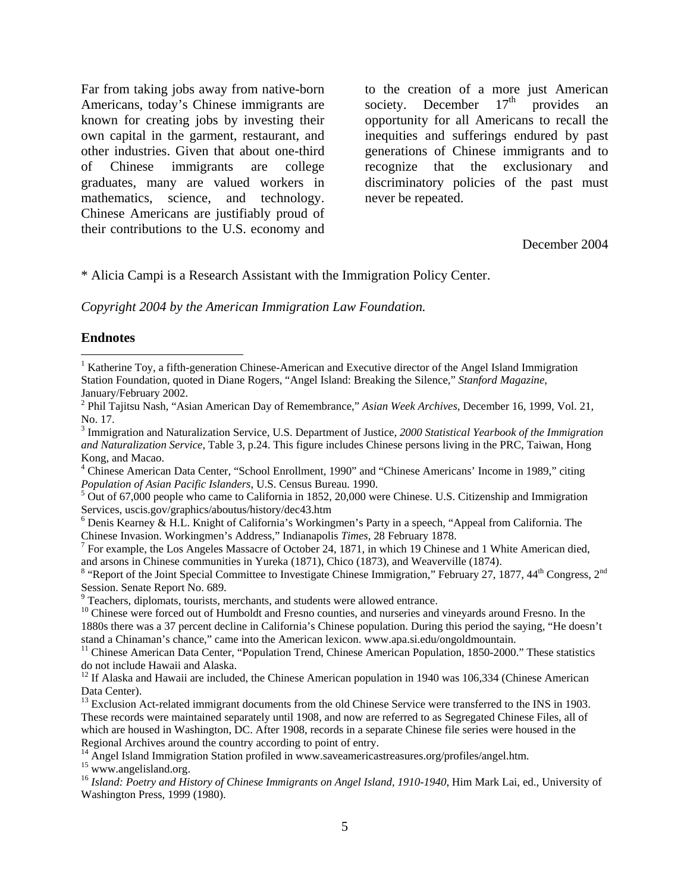Far from taking jobs away from native-born Americans, today's Chinese immigrants are known for creating jobs by investing their own capital in the garment, restaurant, and other industries. Given that about one-third of Chinese immigrants are college graduates, many are valued workers in mathematics, science, and technology. Chinese Americans are justifiably proud of their contributions to the U.S. economy and to the creation of a more just American society. December 17th provides an opportunity for all Americans to recall the inequities and sufferings endured by past generations of Chinese immigrants and to recognize that the exclusionary and discriminatory policies of the past must never be repeated.

December 2004

\* Alicia Campi is a Research Assistant with the Immigration Policy Center.

*Copyright 2004 by the American Immigration Law Foundation.*

**Endnotes**

[1] Katherine Toy, a fifth-generation Chinese-American and Executive director of the Angel Island Immigration Station Foundation, quoted in Diane Rogers, "Angel Island: Breaking the Silence," *Stanford Magazine*, January/February 2002.

[2] Phil Tajitsu Nash, "Asian American Day of Remembrance," *Asian Week Archives*, December 16, 1999, Vol. 21, No. 17.

[3] Immigration and Naturalization Service, U.S. Department of Justice, *2000 Statistical Yearbook of the Immigration and Naturalization Service*, Table 3, p.24. This figure includes Chinese persons living in the PRC, Taiwan, Hong Kong, and Macao.

[4] Chinese American Data Center, "School Enrollment, 1990" and "Chinese Americans' Income in 1989," citing *Population of Asian Pacific Islanders*, U.S. Census Bureau. 1990.

[5] Out of 67,000 people who came to California in 1852, 20,000 were Chinese. U.S. Citizenship and Immigration Services, uscis.gov/graphics/aboutus/history/dec43.htm

[6] Denis Kearney & H.L. Knight of California's Workingmen's Party in a speech, "Appeal from California. The Chinese Invasion. Workingmen's Address," Indianapolis *Times*, 28 February 1878.

[7] For example, the Los Angeles Massacre of October 24, 1871, in which 19 Chinese and 1 White American died, and arsons in Chinese communities in Yureka (1871), Chico (1873), and Weaverville (1874).

[8] "Report of the Joint Special Committee to Investigate Chinese Immigration," February 27, 1877, 44th Congress, 2nd Session. Senate Report No. 689.

[9] Teachers, diplomats, tourists, merchants, and students were allowed entrance.

[10] Chinese were forced out of Humboldt and Fresno counties, and nurseries and vineyards around Fresno. In the 1880s there was a 37 percent decline in California's Chinese population. During this period the saying, "He doesn't stand a Chinaman's chance," came into the American lexicon. www.apa.si.edu/ongoldmountain.

[11] Chinese American Data Center, "Population Trend, Chinese American Population, 1850-2000." These statistics do not include Hawaii and Alaska.

[12] If Alaska and Hawaii are included, the Chinese American population in 1940 was 106,334 (Chinese American Data Center).

[13] Exclusion Act-related immigrant documents from the old Chinese Service were transferred to the INS in 1903. These records were maintained separately until 1908, and now are referred to as Segregated Chinese Files, all of which are housed in Washington, DC. After 1908, records in a separate Chinese file series were housed in the Regional Archives around the country according to point of entry.

[14] Angel Island Immigration Station profiled in www.saveamericastreasures.org/profiles/angel.htm.

[15] www.angelisland.org.

[16] *Island: Poetry and History of Chinese Immigrants on Angel Island, 1910-1940*, Him Mark Lai, ed., University of Washington Press, 1999 (1980).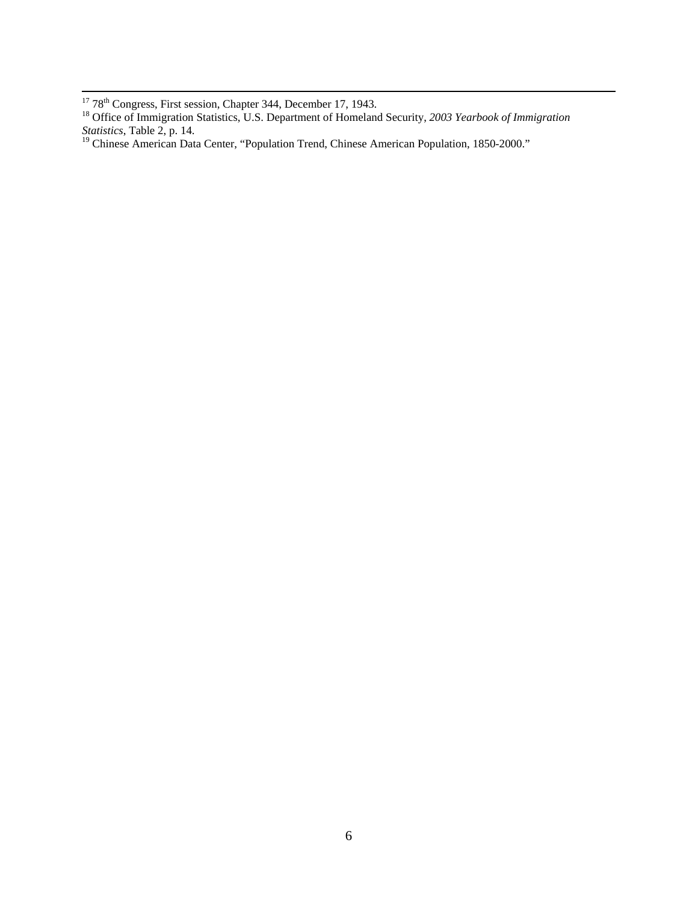[17] 78th Congress, First session, Chapter 344, December 17, 1943.

[18] Office of Immigration Statistics, U.S. Department of Homeland Security, *2003 Yearbook of Immigration Statistics*, Table 2, p. 14.

[19] Chinese American Data Center, "Population Trend, Chinese American Population, 1850-2000."